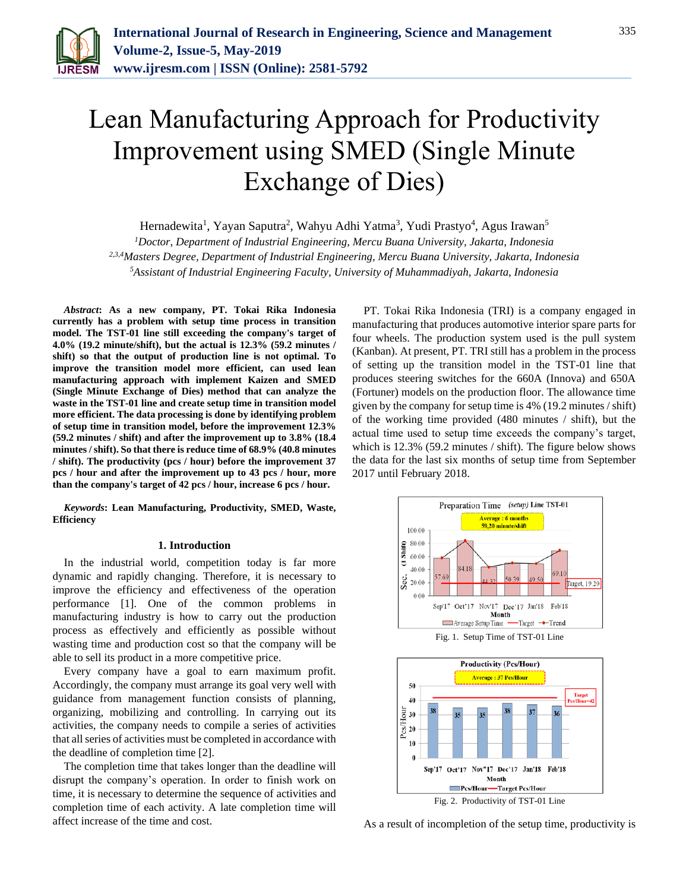# Lean Manufacturing Approach for Productivity Improvement using SMED (Single Minute Exchange of Dies)

Hernadewita[1], Yayan Saputra[2], Wahyu Adhi Yatma[3], Yudi Prastyo[4], Agus Irawan[5]

[1]*Doctor, Department of Industrial Engineering, Mercu Buana University, Jakarta, Indonesia*
[2,3,4]*Masters Degree, Department of Industrial Engineering, Mercu Buana University, Jakarta, Indonesia*
[5]*Assistant of Industrial Engineering Faculty, University of Muhammadiyah, Jakarta, Indonesia*

***Abstract*: As a new company, PT. Tokai Rika Indonesia currently has a problem with setup time process in transition model. The TST-01 line still exceeding the company's target of 4.0% (19.2 minute/shift), but the actual is 12.3% (59.2 minutes / shift) so that the output of production line is not optimal. To improve the transition model more efficient, can used lean manufacturing approach with implement Kaizen and SMED (Single Minute Exchange of Dies) method that can analyze the waste in the TST-01 line and create setup time in transition model more efficient. The data processing is done by identifying problem of setup time in transition model, before the improvement 12.3% (59.2 minutes / shift) and after the improvement up to 3.8% (18.4 minutes / shift). So that there is reduce time of 68.9% (40.8 minutes / shift). The productivity (pcs / hour) before the improvement 37 pcs / hour and after the improvement up to 43 pcs / hour, more than the company's target of 42 pcs / hour, increase 6 pcs / hour.**

***Keywords*: Lean Manufacturing, Productivity, SMED, Waste, Efficiency**

## 1. Introduction

In the industrial world, competition today is far more dynamic and rapidly changing. Therefore, it is necessary to improve the efficiency and effectiveness of the operation performance [1]. One of the common problems in manufacturing industry is how to carry out the production process as effectively and efficiently as possible without wasting time and production cost so that the company will be able to sell its product in a more competitive price.

Every company have a goal to earn maximum profit. Accordingly, the company must arrange its goal very well with guidance from management function consists of planning, organizing, mobilizing and controlling. In carrying out its activities, the company needs to compile a series of activities that all series of activities must be completed in accordance with the deadline of completion time [2].

The completion time that takes longer than the deadline will disrupt the company's operation. In order to finish work on time, it is necessary to determine the sequence of activities and completion time of each activity. A late completion time will affect increase of the time and cost.

PT. Tokai Rika Indonesia (TRI) is a company engaged in manufacturing that produces automotive interior spare parts for four wheels. The production system used is the pull system (Kanban). At present, PT. TRI still has a problem in the process of setting up the transition model in the TST-01 line that produces steering switches for the 660A (Innova) and 650A (Fortuner) models on the production floor. The allowance time given by the company for setup time is 4% (19.2 minutes / shift) of the working time provided (480 minutes / shift), but the actual time used to setup time exceeds the company's target, which is 12.3% (59.2 minutes / shift). The figure below shows the data for the last six months of setup time from September 2017 until February 2018.

Fig. 1. Setup Time of TST-01 Line

Fig. 2. Productivity of TST-01 Line

As a result of incompletion of the setup time, productivity is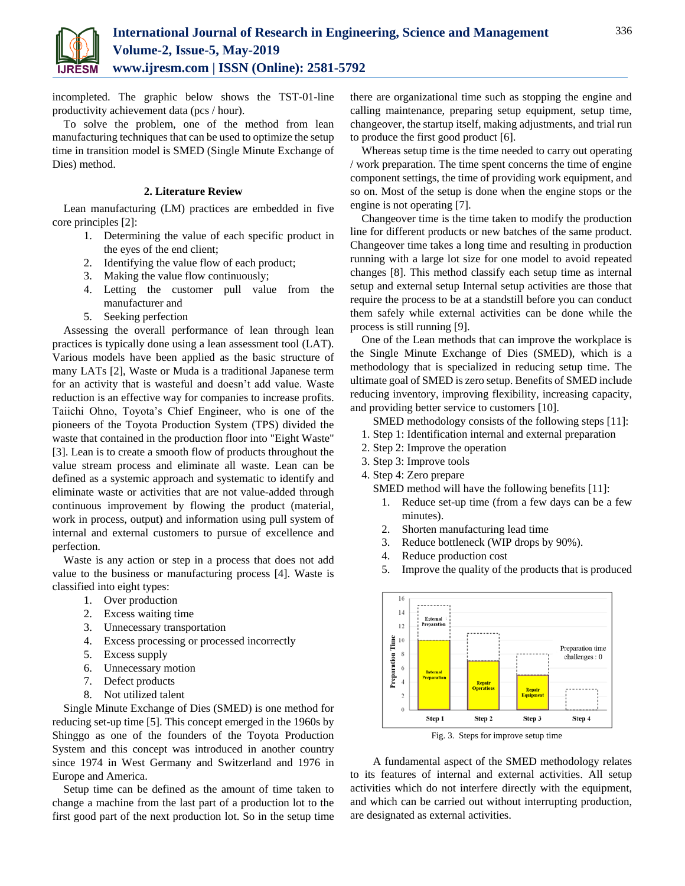incompleted. The graphic below shows the TST-01-line productivity achievement data (pcs / hour).

To solve the problem, one of the method from lean manufacturing techniques that can be used to optimize the setup time in transition model is SMED (Single Minute Exchange of Dies) method.

## 2. Literature Review

Lean manufacturing (LM) practices are embedded in five core principles [2]:

1. Determining the value of each specific product in the eyes of the end client;
2. Identifying the value flow of each product;
3. Making the value flow continuously;
4. Letting the customer pull value from the manufacturer and
5. Seeking perfection

Assessing the overall performance of lean through lean practices is typically done using a lean assessment tool (LAT). Various models have been applied as the basic structure of many LATs [2], Waste or Muda is a traditional Japanese term for an activity that is wasteful and doesn't add value. Waste reduction is an effective way for companies to increase profits. Taiichi Ohno, Toyota's Chief Engineer, who is one of the pioneers of the Toyota Production System (TPS) divided the waste that contained in the production floor into "Eight Waste" [3]. Lean is to create a smooth flow of products throughout the value stream process and eliminate all waste. Lean can be defined as a systemic approach and systematic to identify and eliminate waste or activities that are not value-added through continuous improvement by flowing the product (material, work in process, output) and information using pull system of internal and external customers to pursue of excellence and perfection.

Waste is any action or step in a process that does not add value to the business or manufacturing process [4]. Waste is classified into eight types:

1. Over production
2. Excess waiting time
3. Unnecessary transportation
4. Excess processing or processed incorrectly
5. Excess supply
6. Unnecessary motion
7. Defect products
8. Not utilized talent

Single Minute Exchange of Dies (SMED) is one method for reducing set-up time [5]. This concept emerged in the 1960s by Shinggo as one of the founders of the Toyota Production System and this concept was introduced in another country since 1974 in West Germany and Switzerland and 1976 in Europe and America.

Setup time can be defined as the amount of time taken to change a machine from the last part of a production lot to the first good part of the next production lot. So in the setup time there are organizational time such as stopping the engine and calling maintenance, preparing setup equipment, setup time, changeover, the startup itself, making adjustments, and trial run to produce the first good product [6].

Whereas setup time is the time needed to carry out operating / work preparation. The time spent concerns the time of engine component settings, the time of providing work equipment, and so on. Most of the setup is done when the engine stops or the engine is not operating [7].

Changeover time is the time taken to modify the production line for different products or new batches of the same product. Changeover time takes a long time and resulting in production running with a large lot size for one model to avoid repeated changes [8]. This method classify each setup time as internal setup and external setup Internal setup activities are those that require the process to be at a standstill before you can conduct them safely while external activities can be done while the process is still running [9].

One of the Lean methods that can improve the workplace is the Single Minute Exchange of Dies (SMED), which is a methodology that is specialized in reducing setup time. The ultimate goal of SMED is zero setup. Benefits of SMED include reducing inventory, improving flexibility, increasing capacity, and providing better service to customers [10].

SMED methodology consists of the following steps [11]:

1. Step 1: Identification internal and external preparation
2. Step 2: Improve the operation
3. Step 3: Improve tools
4. Step 4: Zero prepare

SMED method will have the following benefits [11]:

1. Reduce set-up time (from a few days can be a few minutes).
2. Shorten manufacturing lead time
3. Reduce bottleneck (WIP drops by 90%).
4. Reduce production cost
5. Improve the quality of the products that is produced

Fig. 3. Steps for improve setup time

A fundamental aspect of the SMED methodology relates to its features of internal and external activities. All setup activities which do not interfere directly with the equipment, and which can be carried out without interrupting production, are designated as external activities.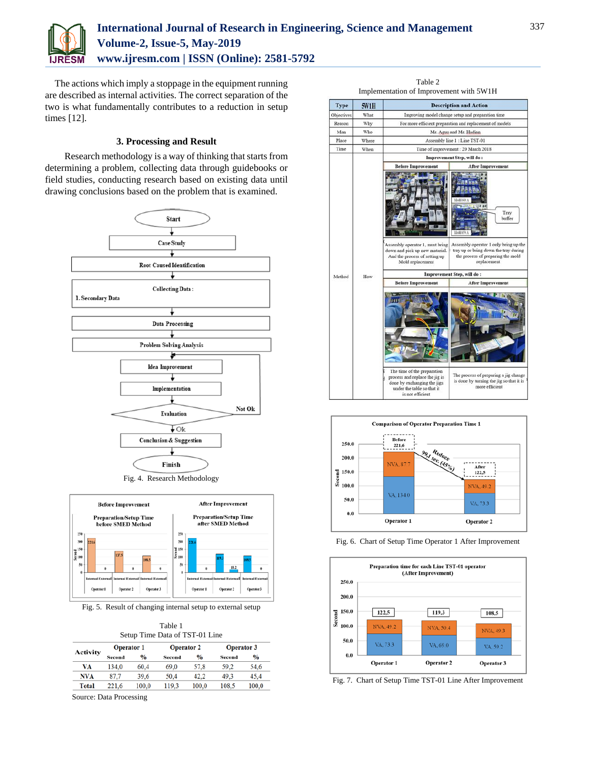The actions which imply a stoppage in the equipment running are described as internal activities. The correct separation of the two is what fundamentally contributes to a reduction in setup times [12].

## 3. Processing and Result

Research methodology is a way of thinking that starts from determining a problem, collecting data through guidebooks or field studies, conducting research based on existing data until drawing conclusions based on the problem that is examined.

Fig. 4. Research Methodology

Fig. 5. Result of changing internal setup to external setup

Table 1
Setup Time Data of TST-01 Line

| Activity | Operator 1 | | Operator 2 | | Operator 3 | |
|---|---|---|---|---|---|---|
| | Second | % | Second | % | Second | % |
| VA | 134,0 | 60,4 | 69,0 | 57,8 | 59,2 | 54,6 |
| NVA | 87,7 | 39,6 | 50,4 | 42,2 | 49,3 | 45,4 |
| Total | 221,6 | 100,0 | 119,3 | 100,0 | 108,5 | 100,0 |

Source: Data Processing

Table 2
Implementation of Improvement with 5W1H

| Type | 5W1H | Description and Action | |
|---|---|---|---|
| Objectives | What | Improving model change setup and preparation time | |
| Reason | Why | For more efficient preparation and replacement of models | |
| Man | Who | Mr. Agus and Mr. Hadian | |
| Place | Where | Assembly line 1 : Line TST-01 | |
| Time | When | Time of improvement : 20 March 2018 | |
| Method | How | Improvement Step, will do : | |
| | | Before Improvement | After Improvement |
| | | Assembly operator 1, must bring down and pick up new material. And the process of setting up Mold replacement | Assembly operator 1 only bring up the tray up or bring down the tray during the process of preparing the mold replacement |
| | | Improvement Step, will do : | |
| | | Before Improvement | After Improvement |
| | | The time of the preparation process and replace the jig is done by exchanging the jigs under the table so that it is not efficient | The process of preparing a jig change is done by turning the jig so that it is more efficient |

Fig. 6. Chart of Setup Time Operator 1 After Improvement

Fig. 7. Chart of Setup Time TST-01 Line After Improvement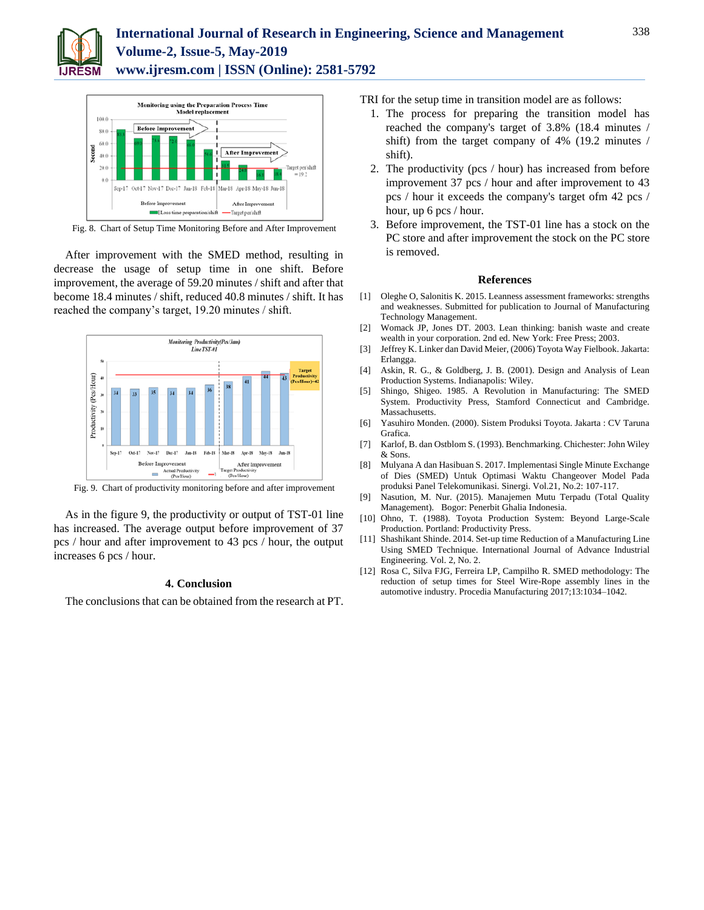Monitoring using the Preparation Process Time
Model replacement

100.0
80.0
60.0
40.0
20.0
0.0

Second

Before Improvement

After Improvement

Target per/shift = 19.2

Sep-17 Oct-17 Nov-17 Dec-17 Jan-18 Feb-18 Mar-18 Apr-18 May-18 Jun-18

Before Improvement

After Improvement

Loss time preparation/shift — Target per/shift

Fig. 8. Chart of Setup Time Monitoring Before and After Improvement

After improvement with the SMED method, resulting in decrease the usage of setup time in one shift. Before improvement, the average of 59.20 minutes / shift and after that become 18.4 minutes / shift, reduced 40.8 minutes / shift. It has reached the company's target, 19.20 minutes / shift.

Monitoring Productivity(Pcs/Jam)
Line TST-01

Productivity (Pcs/Hour)

34 33 35 34 34 36 38 41 44 43

Target Productivity (Pcs/Hour)=42

Sep-17 Oct-17 Nov-17 Dec-17 Jan-18 Feb-18 Mar-18 Apr-18 May-18 Jun-18

Before Improvement

After Improvement

Actual Productivity (Pcs/Hour)

Target Productivity (Pcs/Hour)

Fig. 9. Chart of productivity monitoring before and after improvement

As in the figure 9, the productivity or output of TST-01 line has increased. The average output before improvement of 37 pcs / hour and after improvement to 43 pcs / hour, the output increases 6 pcs / hour.

## 4. Conclusion

The conclusions that can be obtained from the research at PT. TRI for the setup time in transition model are as follows:

1. The process for preparing the transition model has reached the company's target of 3.8% (18.4 minutes / shift) from the target company of 4% (19.2 minutes / shift).
2. The productivity (pcs / hour) has increased from before improvement 37 pcs / hour and after improvement to 43 pcs / hour it exceeds the company's target ofm 42 pcs / hour, up 6 pcs / hour.
3. Before improvement, the TST-01 line has a stock on the PC store and after improvement the stock on the PC store is removed.

## References

[1] Oleghe O, Salonitis K. 2015. Leanness assessment frameworks: strengths and weaknesses. Submitted for publication to Journal of Manufacturing Technology Management.

[2] Womack JP, Jones DT. 2003. Lean thinking: banish waste and create wealth in your corporation. 2nd ed. New York: Free Press; 2003.

[3] Jeffrey K. Linker dan David Meier, (2006) Toyota Way Fielbook. Jakarta: Erlangga.

[4] Askin, R. G., & Goldberg, J. B. (2001). Design and Analysis of Lean Production Systems. Indianapolis: Wiley.

[5] Shingo, Shigeo. 1985. A Revolution in Manufacturing: The SMED System. Productivity Press, Stamford Connecticut and Cambridge. Massachusetts.

[6] Yasuhiro Monden. (2000). Sistem Produksi Toyota. Jakarta : CV Taruna Grafica.

[7] Karlof, B. dan Ostblom S. (1993). Benchmarking. Chichester: John Wiley & Sons.

[8] Mulyana A dan Hasibuan S. 2017. Implementasi Single Minute Exchange of Dies (SMED) Untuk Optimasi Waktu Changeover Model Pada produksi Panel Telekomunikasi. Sinergi. Vol.21, No.2: 107-117.

[9] Nasution, M. Nur. (2015). Manajemen Mutu Terpadu (Total Quality Management). Bogor: Penerbit Ghalia Indonesia.

[10] Ohno, T. (1988). Toyota Production System: Beyond Large-Scale Production. Portland: Productivity Press.

[11] Shashikant Shinde. 2014. Set-up time Reduction of a Manufacturing Line Using SMED Technique. International Journal of Advance Industrial Engineering. Vol. 2, No. 2.

[12] Rosa C, Silva FJG, Ferreira LP, Campilho R. SMED methodology: The reduction of setup times for Steel Wire-Rope assembly lines in the automotive industry. Procedia Manufacturing 2017;13:1034–1042.